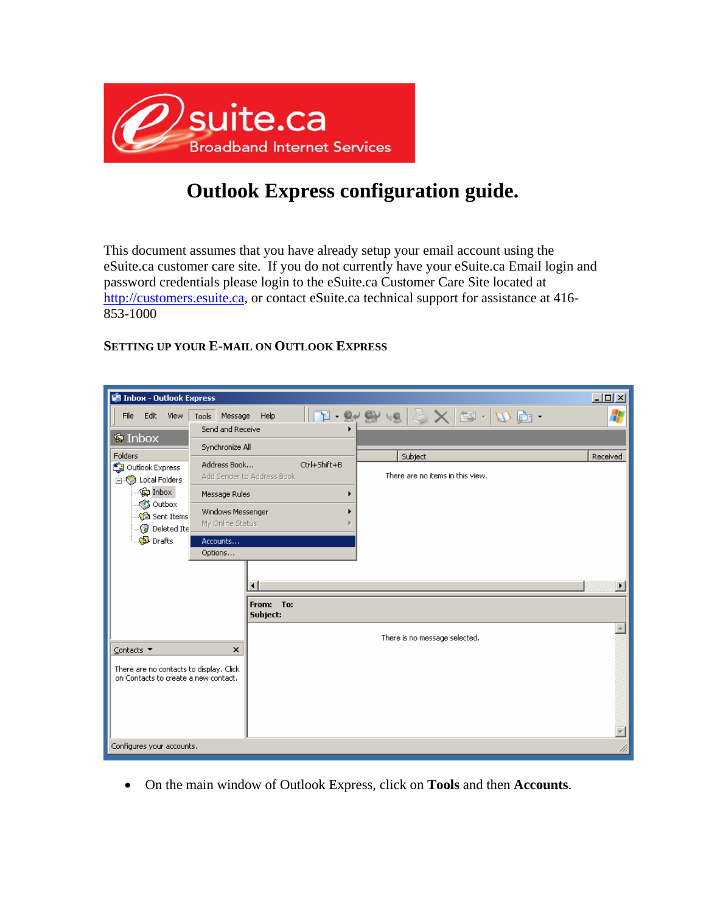# Outlook Express configuration guide.

This document assumes that you have already setup your email account using the eSuite.ca customer care site. If you do not currently have your eSuite.ca Email login and password credentials please login to the eSuite.ca Customer Care Site located at http://customers.esuite.ca, or contact eSuite.ca technical support for assistance at 416-853-1000

## SETTING UP YOUR E-MAIL ON OUTLOOK EXPRESS

- On the main window of Outlook Express, click on **Tools** and then **Accounts**.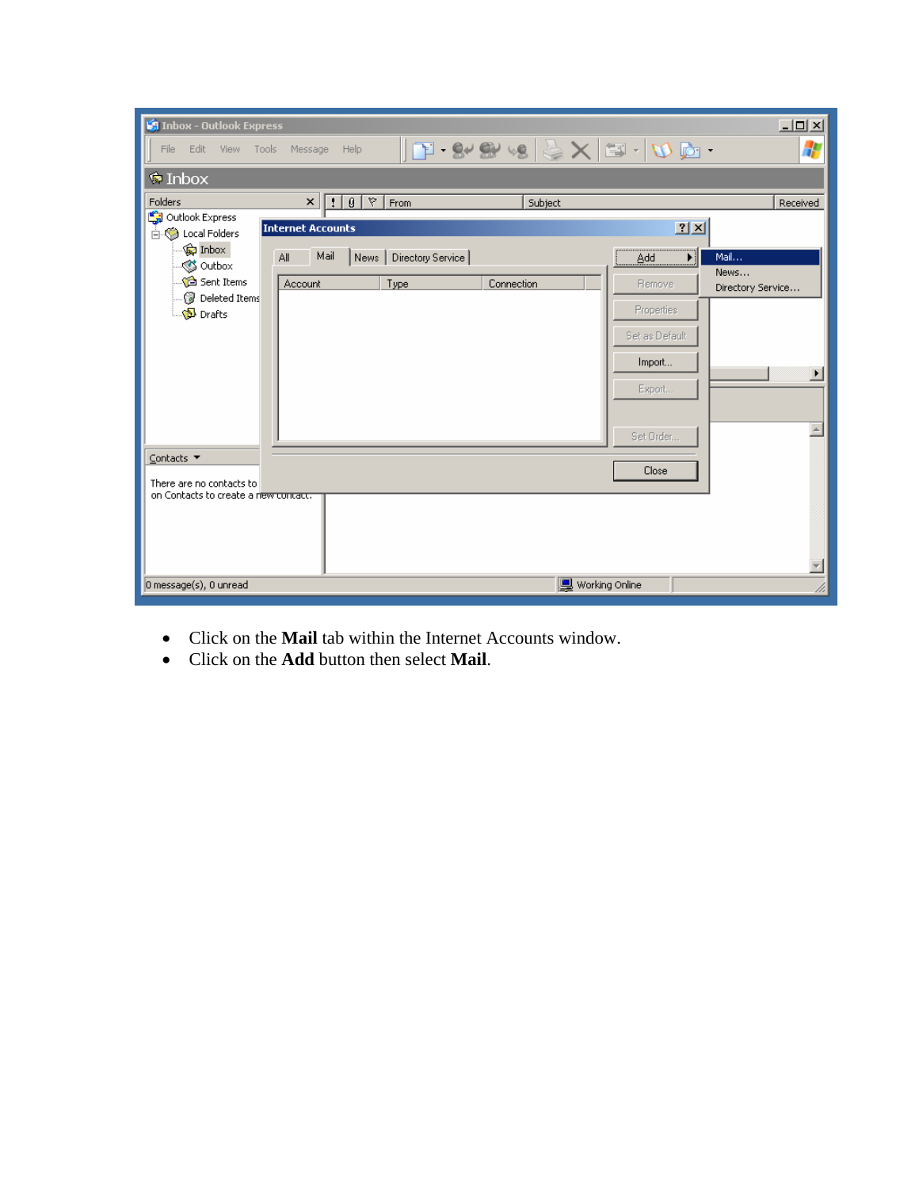- Click on the **Mail** tab within the Internet Accounts window.
- Click on the **Add** button then select **Mail**.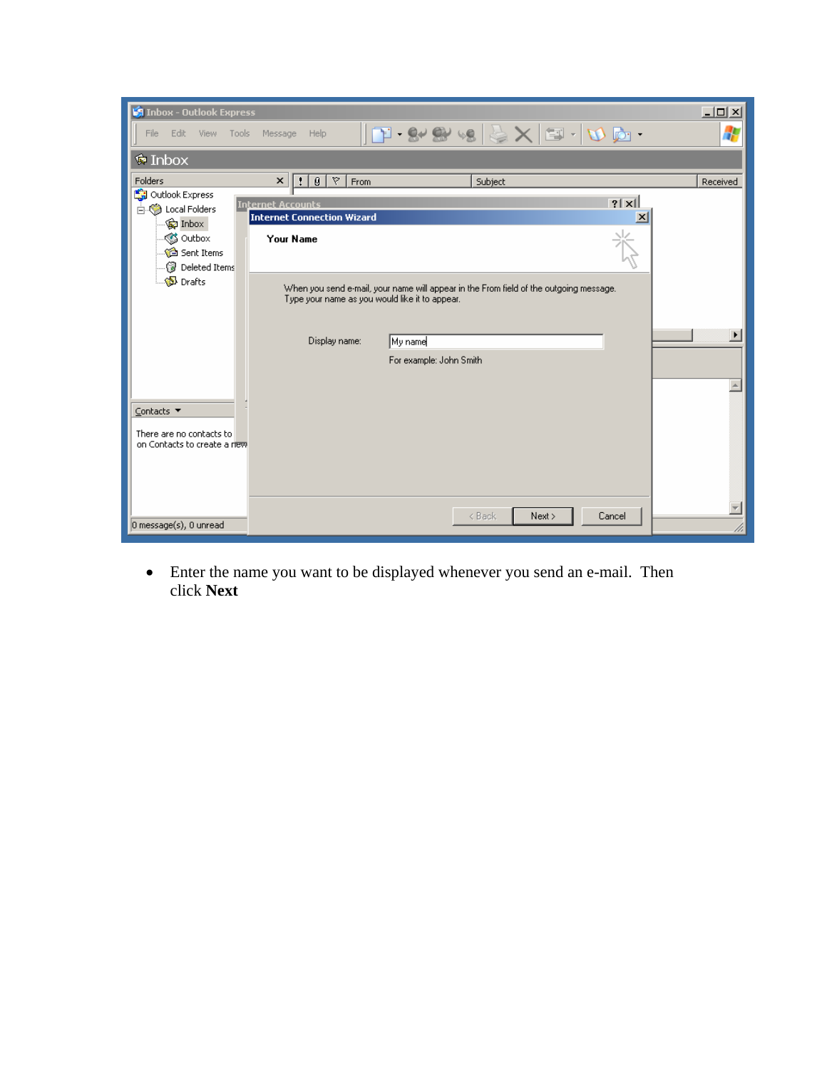- Enter the name you want to be displayed whenever you send an e-mail. Then click **Next**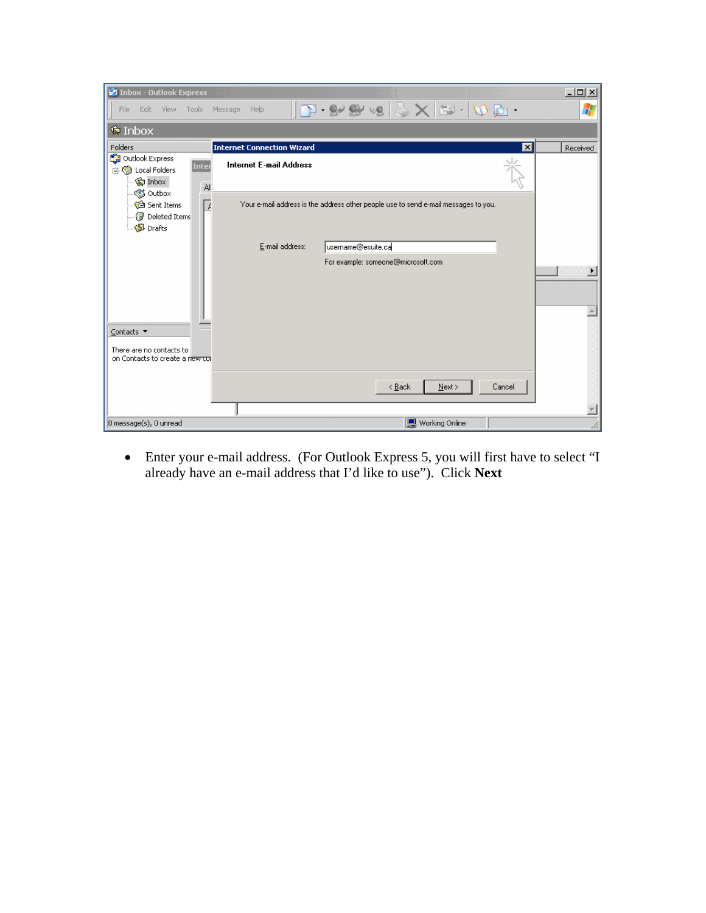- Enter your e-mail address.  (For Outlook Express 5, you will first have to select "I already have an e-mail address that I'd like to use").  Click **Next**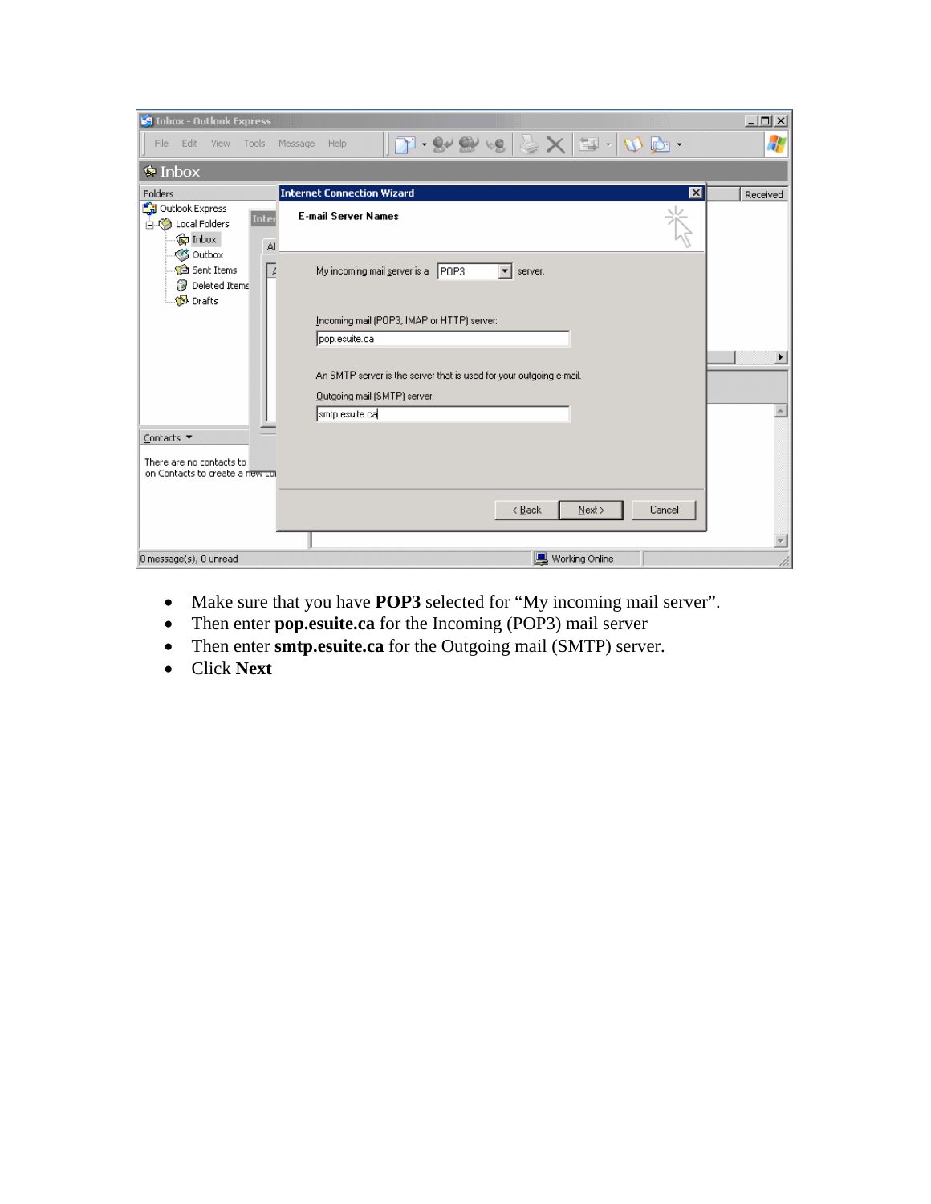- Make sure that you have **POP3** selected for “My incoming mail server”.
- Then enter **pop.esuite.ca** for the Incoming (POP3) mail server
- Then enter **smtp.esuite.ca** for the Outgoing mail (SMTP) server.
- Click **Next**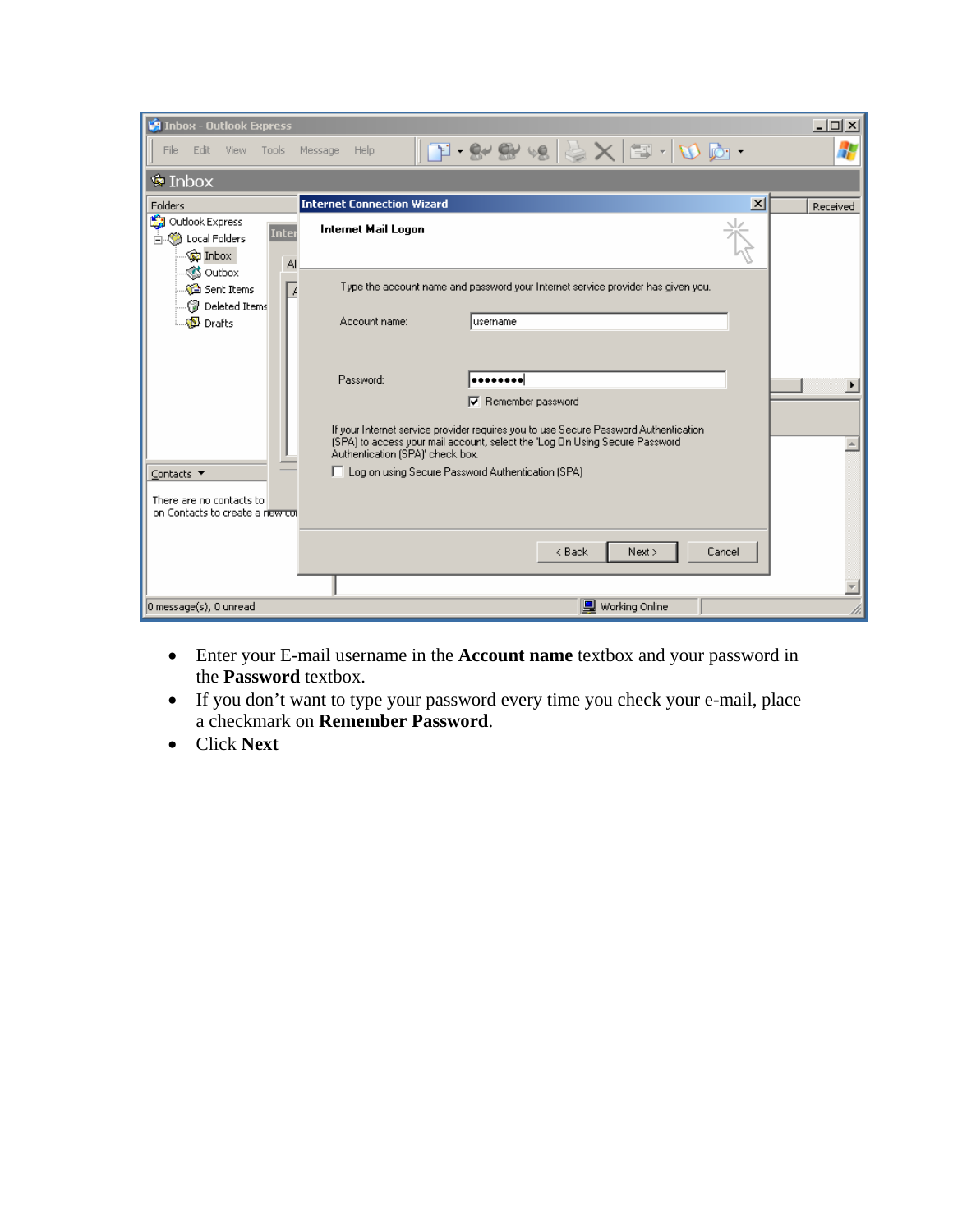- Enter your E-mail username in the **Account name** textbox and your password in the **Password** textbox.
- If you don't want to type your password every time you check your e-mail, place a checkmark on **Remember Password**.
- Click **Next**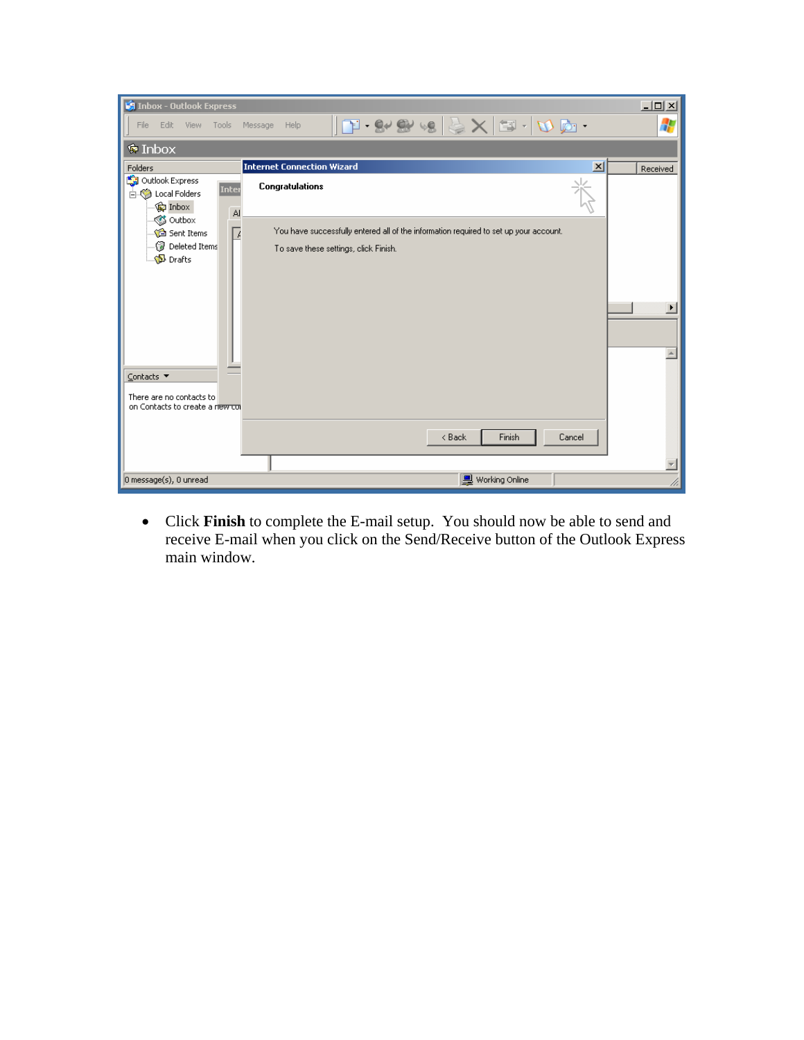- Click **Finish** to complete the E-mail setup. You should now be able to send and receive E-mail when you click on the Send/Receive button of the Outlook Express main window.